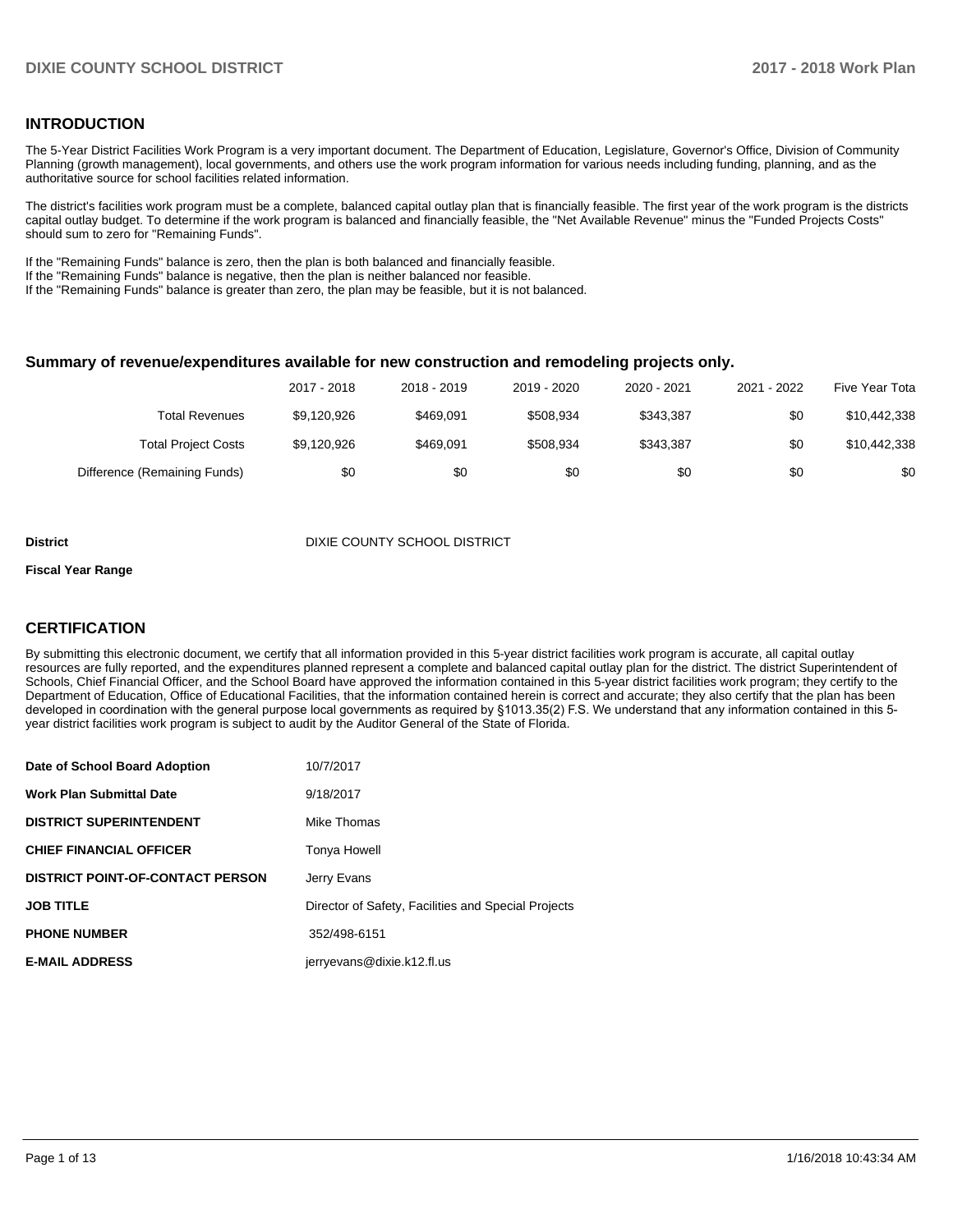## INTRODUCTION

The 5-Year District Facilities Work Program is a very important document. The Department of Education, Legislature, Governor's Office, Division of Community Planning (growth management), local governments, and others use the work program information for various needs including funding, planning, and as the authoritative source for school facilities related information.

The district's facilities work program must be a complete, balanced capital outlay plan that is financially feasible. The first year of the work program is the districts capital outlay budget. To determine if the work program is balanced and financially feasible, the "Net Available Revenue" minus the "Funded Projects Costs" should sum to zero for "Remaining Funds".

If the "Remaining Funds" balance is zero, then the plan is both balanced and financially feasible.
If the "Remaining Funds" balance is negative, then the plan is neither balanced nor feasible.
If the "Remaining Funds" balance is greater than zero, the plan may be feasible, but it is not balanced.

### Summary of revenue/expenditures available for new construction and remodeling projects only.

| | 2017 - 2018 | 2018 - 2019 | 2019 - 2020 | 2020 - 2021 | 2021 - 2022 | Five Year Tota |
|---|---|---|---|---|---|---|
| Total Revenues | $9,120,926 | $469,091 | $508,934 | $343,387 | $0 | $10,442,338 |
| Total Project Costs | $9,120,926 | $469,091 | $508,934 | $343,387 | $0 | $10,442,338 |
| Difference (Remaining Funds) | $0 | $0 | $0 | $0 | $0 | $0 |

**District** DIXIE COUNTY SCHOOL DISTRICT

**Fiscal Year Range**

## CERTIFICATION

By submitting this electronic document, we certify that all information provided in this 5-year district facilities work program is accurate, all capital outlay resources are fully reported, and the expenditures planned represent a complete and balanced capital outlay plan for the district. The district Superintendent of Schools, Chief Financial Officer, and the School Board have approved the information contained in this 5-year district facilities work program; they certify to the Department of Education, Office of Educational Facilities, that the information contained herein is correct and accurate; they also certify that the plan has been developed in coordination with the general purpose local governments as required by §1013.35(2) F.S. We understand that any information contained in this 5-year district facilities work program is subject to audit by the Auditor General of the State of Florida.

| | |
|---|---|
| **Date of School Board Adoption** | 10/7/2017 |
| **Work Plan Submittal Date** | 9/18/2017 |
| **DISTRICT SUPERINTENDENT** | Mike Thomas |
| **CHIEF FINANCIAL OFFICER** | Tonya Howell |
| **DISTRICT POINT-OF-CONTACT PERSON** | Jerry Evans |
| **JOB TITLE** | Director of Safety, Facilities and Special Projects |
| **PHONE NUMBER** | 352/498-6151 |
| **E-MAIL ADDRESS** | jerryevans@dixie.k12.fl.us |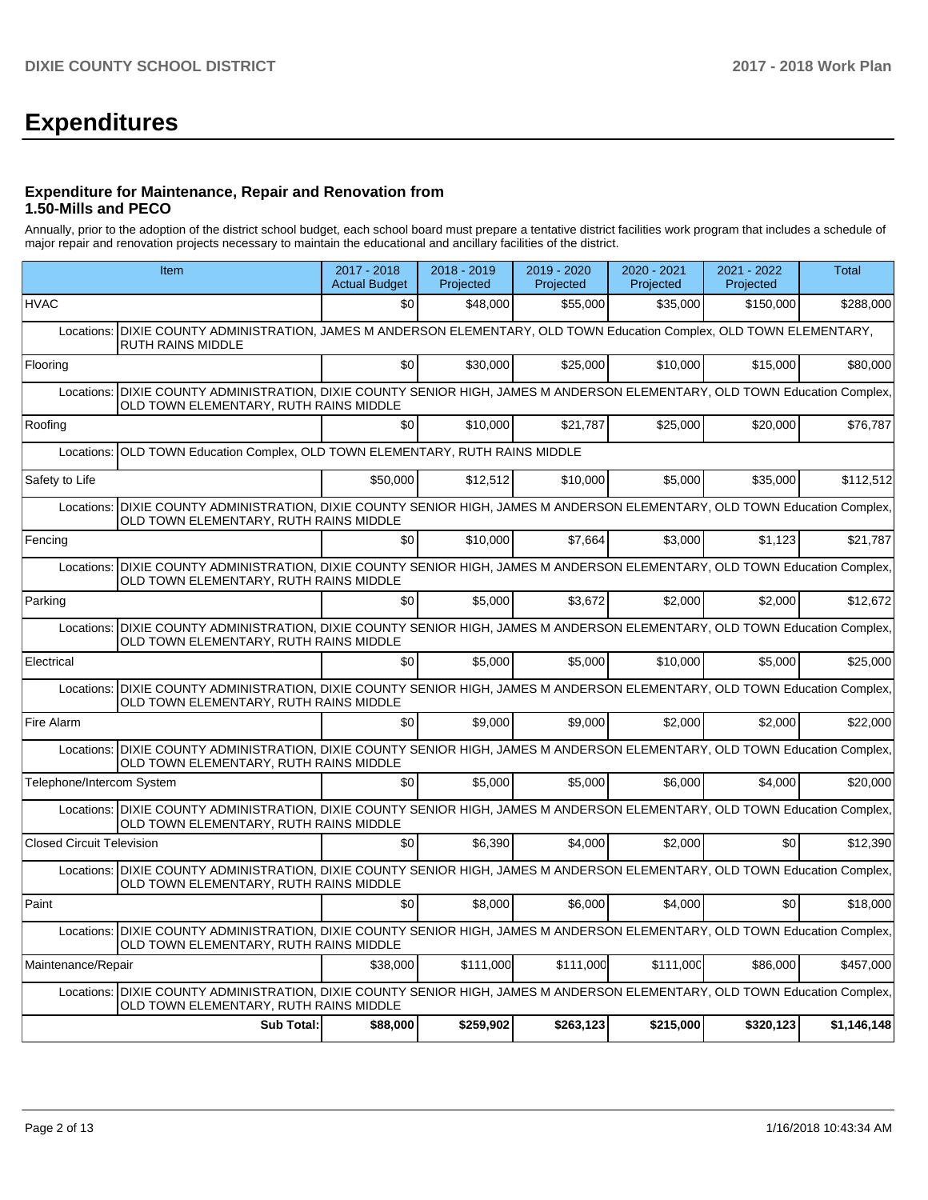# Expenditures

### Expenditure for Maintenance, Repair and Renovation from 1.50-Mills and PECO

Annually, prior to the adoption of the district school budget, each school board must prepare a tentative district facilities work program that includes a schedule of major repair and renovation projects necessary to maintain the educational and ancillary facilities of the district.

| Item | 2017 - 2018 Actual Budget | 2018 - 2019 Projected | 2019 - 2020 Projected | 2020 - 2021 Projected | 2021 - 2022 Projected | Total |
|---|---|---|---|---|---|---|
| HVAC | $0 | $48,000 | $55,000 | $35,000 | $150,000 | $288,000 |
| Locations: DIXIE COUNTY ADMINISTRATION, JAMES M ANDERSON ELEMENTARY, OLD TOWN Education Complex, OLD TOWN ELEMENTARY, RUTH RAINS MIDDLE | | | | | | |
| Flooring | $0 | $30,000 | $25,000 | $10,000 | $15,000 | $80,000 |
| Locations: DIXIE COUNTY ADMINISTRATION, DIXIE COUNTY SENIOR HIGH, JAMES M ANDERSON ELEMENTARY, OLD TOWN Education Complex, OLD TOWN ELEMENTARY, RUTH RAINS MIDDLE | | | | | | |
| Roofing | $0 | $10,000 | $21,787 | $25,000 | $20,000 | $76,787 |
| Locations: OLD TOWN Education Complex, OLD TOWN ELEMENTARY, RUTH RAINS MIDDLE | | | | | | |
| Safety to Life | $50,000 | $12,512 | $10,000 | $5,000 | $35,000 | $112,512 |
| Locations: DIXIE COUNTY ADMINISTRATION, DIXIE COUNTY SENIOR HIGH, JAMES M ANDERSON ELEMENTARY, OLD TOWN Education Complex, OLD TOWN ELEMENTARY, RUTH RAINS MIDDLE | | | | | | |
| Fencing | $0 | $10,000 | $7,664 | $3,000 | $1,123 | $21,787 |
| Locations: DIXIE COUNTY ADMINISTRATION, DIXIE COUNTY SENIOR HIGH, JAMES M ANDERSON ELEMENTARY, OLD TOWN Education Complex, OLD TOWN ELEMENTARY, RUTH RAINS MIDDLE | | | | | | |
| Parking | $0 | $5,000 | $3,672 | $2,000 | $2,000 | $12,672 |
| Locations: DIXIE COUNTY ADMINISTRATION, DIXIE COUNTY SENIOR HIGH, JAMES M ANDERSON ELEMENTARY, OLD TOWN Education Complex, OLD TOWN ELEMENTARY, RUTH RAINS MIDDLE | | | | | | |
| Electrical | $0 | $5,000 | $5,000 | $10,000 | $5,000 | $25,000 |
| Locations: DIXIE COUNTY ADMINISTRATION, DIXIE COUNTY SENIOR HIGH, JAMES M ANDERSON ELEMENTARY, OLD TOWN Education Complex, OLD TOWN ELEMENTARY, RUTH RAINS MIDDLE | | | | | | |
| Fire Alarm | $0 | $9,000 | $9,000 | $2,000 | $2,000 | $22,000 |
| Locations: DIXIE COUNTY ADMINISTRATION, DIXIE COUNTY SENIOR HIGH, JAMES M ANDERSON ELEMENTARY, OLD TOWN Education Complex, OLD TOWN ELEMENTARY, RUTH RAINS MIDDLE | | | | | | |
| Telephone/Intercom System | $0 | $5,000 | $5,000 | $6,000 | $4,000 | $20,000 |
| Locations: DIXIE COUNTY ADMINISTRATION, DIXIE COUNTY SENIOR HIGH, JAMES M ANDERSON ELEMENTARY, OLD TOWN Education Complex, OLD TOWN ELEMENTARY, RUTH RAINS MIDDLE | | | | | | |
| Closed Circuit Television | $0 | $6,390 | $4,000 | $2,000 | $0 | $12,390 |
| Locations: DIXIE COUNTY ADMINISTRATION, DIXIE COUNTY SENIOR HIGH, JAMES M ANDERSON ELEMENTARY, OLD TOWN Education Complex, OLD TOWN ELEMENTARY, RUTH RAINS MIDDLE | | | | | | |
| Paint | $0 | $8,000 | $6,000 | $4,000 | $0 | $18,000 |
| Locations: DIXIE COUNTY ADMINISTRATION, DIXIE COUNTY SENIOR HIGH, JAMES M ANDERSON ELEMENTARY, OLD TOWN Education Complex, OLD TOWN ELEMENTARY, RUTH RAINS MIDDLE | | | | | | |
| Maintenance/Repair | $38,000 | $111,000 | $111,000 | $111,000 | $86,000 | $457,000 |
| Locations: DIXIE COUNTY ADMINISTRATION, DIXIE COUNTY SENIOR HIGH, JAMES M ANDERSON ELEMENTARY, OLD TOWN Education Complex, OLD TOWN ELEMENTARY, RUTH RAINS MIDDLE | | | | | | |
| **Sub Total:** | **$88,000** | **$259,902** | **$263,123** | **$215,000** | **$320,123** | **$1,146,148** |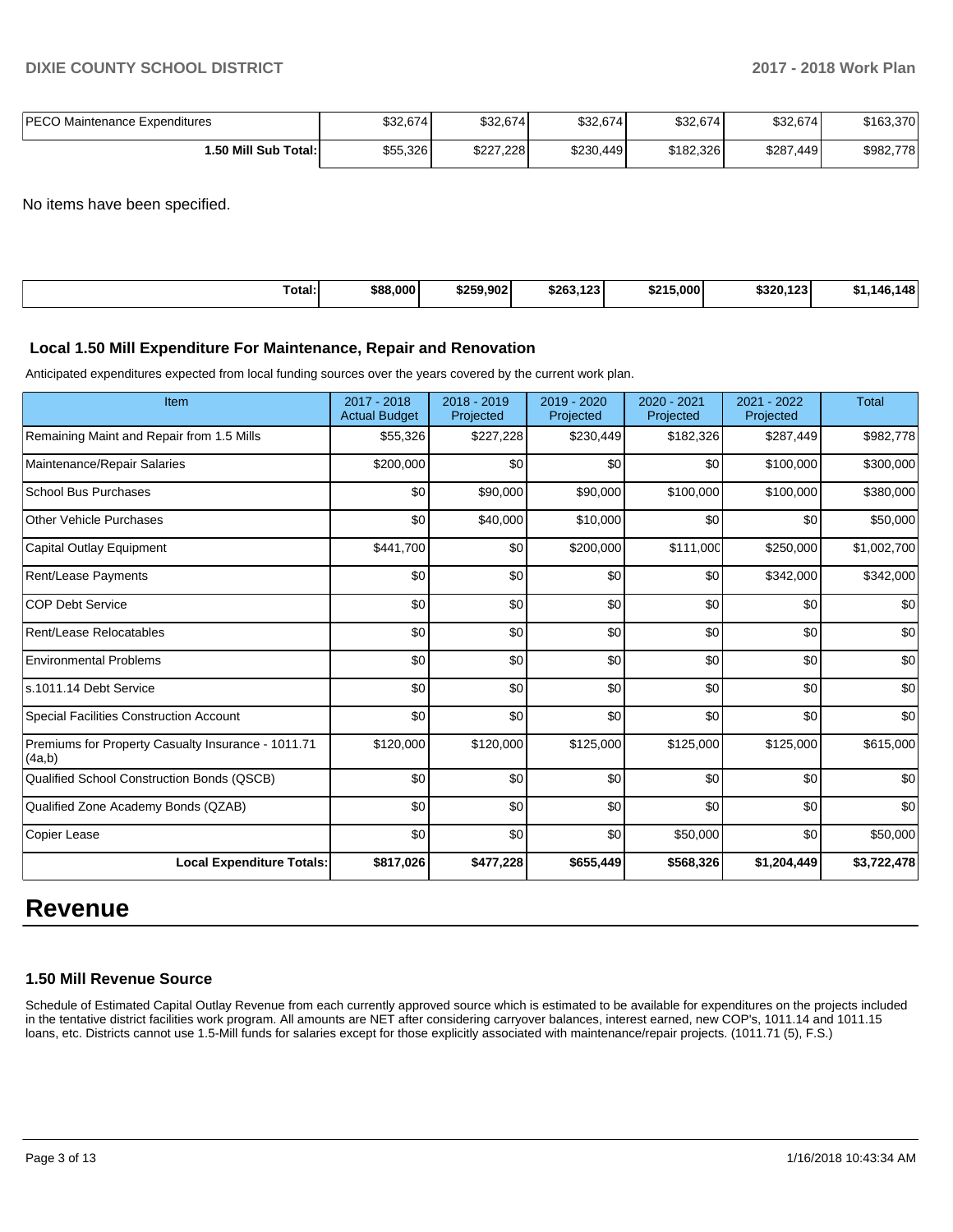| | | | | | | |
|---|---|---|---|---|---|---|
| PECO Maintenance Expenditures | $32,674 | $32,674 | $32,674 | $32,674 | $32,674 | $163,370 |
| **1.50 Mill Sub Total:** | $55,326 | $227,228 | $230,449 | $182,326 | $287,449 | $982,778 |

No items have been specified.

| | | | | | | |
|---|---|---|---|---|---|---|
| **Total:** | **$88,000** | **$259,902** | **$263,123** | **$215,000** | **$320,123** | **$1,146,148** |

### Local 1.50 Mill Expenditure For Maintenance, Repair and Renovation

Anticipated expenditures expected from local funding sources over the years covered by the current work plan.

| Item | 2017 - 2018 Actual Budget | 2018 - 2019 Projected | 2019 - 2020 Projected | 2020 - 2021 Projected | 2021 - 2022 Projected | Total |
|---|---|---|---|---|---|---|
| Remaining Maint and Repair from 1.5 Mills | $55,326 | $227,228 | $230,449 | $182,326 | $287,449 | $982,778 |
| Maintenance/Repair Salaries | $200,000 | $0 | $0 | $0 | $100,000 | $300,000 |
| School Bus Purchases | $0 | $90,000 | $90,000 | $100,000 | $100,000 | $380,000 |
| Other Vehicle Purchases | $0 | $40,000 | $10,000 | $0 | $0 | $50,000 |
| Capital Outlay Equipment | $441,700 | $0 | $200,000 | $111,000 | $250,000 | $1,002,700 |
| Rent/Lease Payments | $0 | $0 | $0 | $0 | $342,000 | $342,000 |
| COP Debt Service | $0 | $0 | $0 | $0 | $0 | $0 |
| Rent/Lease Relocatables | $0 | $0 | $0 | $0 | $0 | $0 |
| Environmental Problems | $0 | $0 | $0 | $0 | $0 | $0 |
| s.1011.14 Debt Service | $0 | $0 | $0 | $0 | $0 | $0 |
| Special Facilities Construction Account | $0 | $0 | $0 | $0 | $0 | $0 |
| Premiums for Property Casualty Insurance - 1011.71 (4a,b) | $120,000 | $120,000 | $125,000 | $125,000 | $125,000 | $615,000 |
| Qualified School Construction Bonds (QSCB) | $0 | $0 | $0 | $0 | $0 | $0 |
| Qualified Zone Academy Bonds (QZAB) | $0 | $0 | $0 | $0 | $0 | $0 |
| Copier Lease | $0 | $0 | $0 | $50,000 | $0 | $50,000 |
| **Local Expenditure Totals:** | **$817,026** | **$477,228** | **$655,449** | **$568,326** | **$1,204,449** | **$3,722,478** |

# Revenue

### 1.50 Mill Revenue Source

Schedule of Estimated Capital Outlay Revenue from each currently approved source which is estimated to be available for expenditures on the projects included in the tentative district facilities work program. All amounts are NET after considering carryover balances, interest earned, new COP's, 1011.14 and 1011.15 loans, etc. Districts cannot use 1.5-Mill funds for salaries except for those explicitly associated with maintenance/repair projects. (1011.71 (5), F.S.)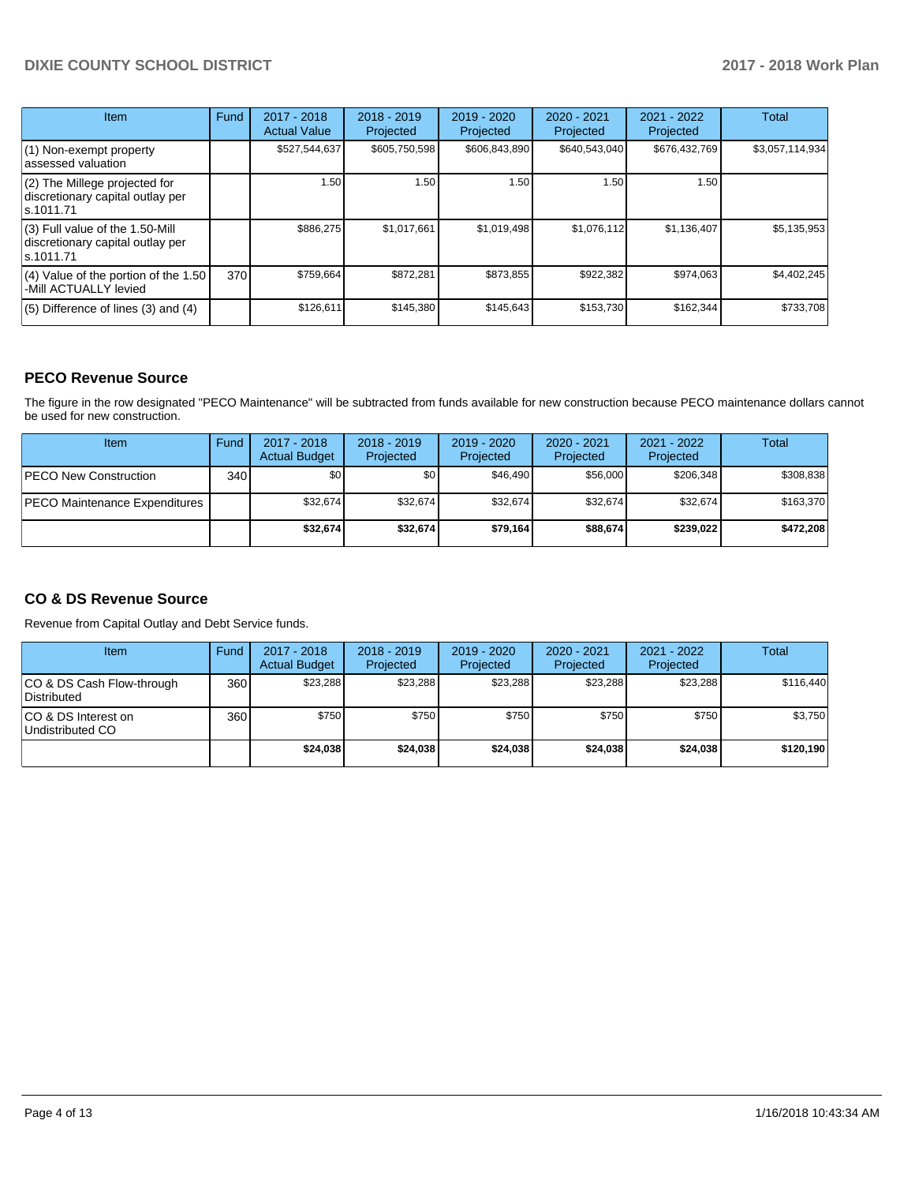| Item | Fund | 2017 - 2018 Actual Value | 2018 - 2019 Projected | 2019 - 2020 Projected | 2020 - 2021 Projected | 2021 - 2022 Projected | Total |
|---|---|---|---|---|---|---|---|
| (1) Non-exempt property assessed valuation | | $527,544,637 | $605,750,598 | $606,843,890 | $640,543,040 | $676,432,769 | $3,057,114,934 |
| (2) The Millege projected for discretionary capital outlay per s.1011.71 | | 1.50 | 1.50 | 1.50 | 1.50 | 1.50 | |
| (3) Full value of the 1.50-Mill discretionary capital outlay per s.1011.71 | | $886,275 | $1,017,661 | $1,019,498 | $1,076,112 | $1,136,407 | $5,135,953 |
| (4) Value of the portion of the 1.50 -Mill ACTUALLY levied | 370 | $759,664 | $872,281 | $873,855 | $922,382 | $974,063 | $4,402,245 |
| (5) Difference of lines (3) and (4) | | $126,611 | $145,380 | $145,643 | $153,730 | $162,344 | $733,708 |

## PECO Revenue Source

The figure in the row designated "PECO Maintenance" will be subtracted from funds available for new construction because PECO maintenance dollars cannot be used for new construction.

| Item | Fund | 2017 - 2018 Actual Budget | 2018 - 2019 Projected | 2019 - 2020 Projected | 2020 - 2021 Projected | 2021 - 2022 Projected | Total |
|---|---|---|---|---|---|---|---|
| PECO New Construction | 340 | $0 | $0 | $46,490 | $56,000 | $206,348 | $308,838 |
| PECO Maintenance Expenditures | | $32,674 | $32,674 | $32,674 | $32,674 | $32,674 | $163,370 |
| | | **$32,674** | **$32,674** | **$79,164** | **$88,674** | **$239,022** | **$472,208** |

## CO & DS Revenue Source

Revenue from Capital Outlay and Debt Service funds.

| Item | Fund | 2017 - 2018 Actual Budget | 2018 - 2019 Projected | 2019 - 2020 Projected | 2020 - 2021 Projected | 2021 - 2022 Projected | Total |
|---|---|---|---|---|---|---|---|
| CO & DS Cash Flow-through Distributed | 360 | $23,288 | $23,288 | $23,288 | $23,288 | $23,288 | $116,440 |
| CO & DS Interest on Undistributed CO | 360 | $750 | $750 | $750 | $750 | $750 | $3,750 |
| | | **$24,038** | **$24,038** | **$24,038** | **$24,038** | **$24,038** | **$120,190** |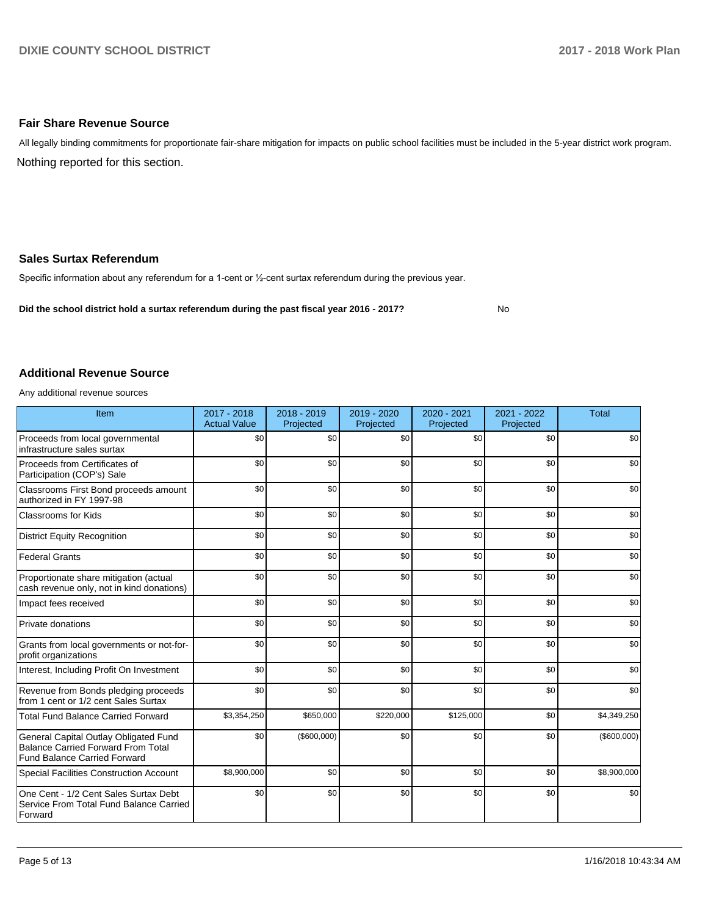## Fair Share Revenue Source

All legally binding commitments for proportionate fair-share mitigation for impacts on public school facilities must be included in the 5-year district work program.

Nothing reported for this section.

## Sales Surtax Referendum

Specific information about any referendum for a 1-cent or ½-cent surtax referendum during the previous year.

**Did the school district hold a surtax referendum during the past fiscal year 2016 - 2017?** No

## Additional Revenue Source

Any additional revenue sources

| Item | 2017 - 2018 Actual Value | 2018 - 2019 Projected | 2019 - 2020 Projected | 2020 - 2021 Projected | 2021 - 2022 Projected | Total |
|---|---|---|---|---|---|---|
| Proceeds from local governmental infrastructure sales surtax | $0 | $0 | $0 | $0 | $0 | $0 |
| Proceeds from Certificates of Participation (COP's) Sale | $0 | $0 | $0 | $0 | $0 | $0 |
| Classrooms First Bond proceeds amount authorized in FY 1997-98 | $0 | $0 | $0 | $0 | $0 | $0 |
| Classrooms for Kids | $0 | $0 | $0 | $0 | $0 | $0 |
| District Equity Recognition | $0 | $0 | $0 | $0 | $0 | $0 |
| Federal Grants | $0 | $0 | $0 | $0 | $0 | $0 |
| Proportionate share mitigation (actual cash revenue only, not in kind donations) | $0 | $0 | $0 | $0 | $0 | $0 |
| Impact fees received | $0 | $0 | $0 | $0 | $0 | $0 |
| Private donations | $0 | $0 | $0 | $0 | $0 | $0 |
| Grants from local governments or not-for-profit organizations | $0 | $0 | $0 | $0 | $0 | $0 |
| Interest, Including Profit On Investment | $0 | $0 | $0 | $0 | $0 | $0 |
| Revenue from Bonds pledging proceeds from 1 cent or 1/2 cent Sales Surtax | $0 | $0 | $0 | $0 | $0 | $0 |
| Total Fund Balance Carried Forward | $3,354,250 | $650,000 | $220,000 | $125,000 | $0 | $4,349,250 |
| General Capital Outlay Obligated Fund Balance Carried Forward From Total Fund Balance Carried Forward | $0 | ($600,000) | $0 | $0 | $0 | ($600,000) |
| Special Facilities Construction Account | $8,900,000 | $0 | $0 | $0 | $0 | $8,900,000 |
| One Cent - 1/2 Cent Sales Surtax Debt Service From Total Fund Balance Carried Forward | $0 | $0 | $0 | $0 | $0 | $0 |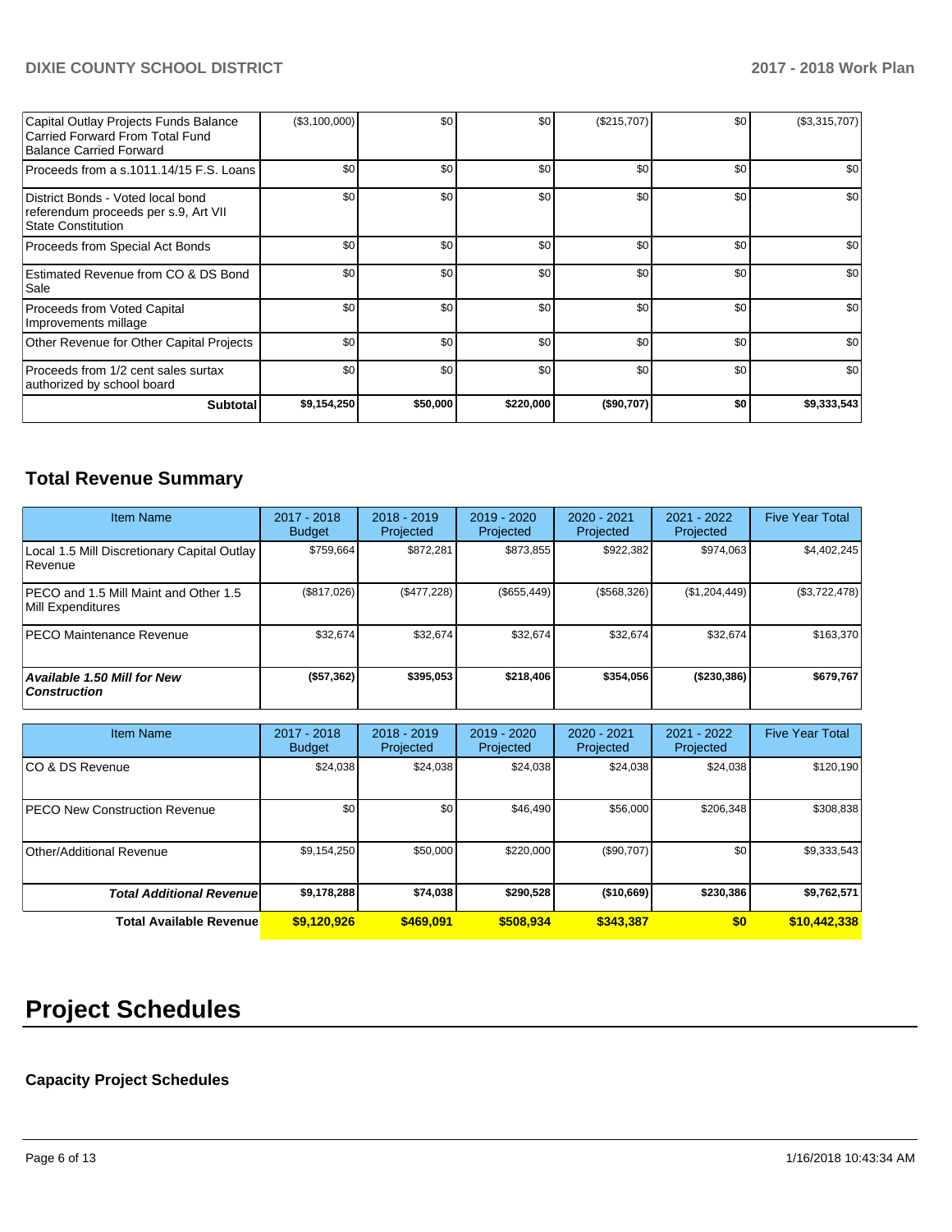| | | | | | | |
|---|---|---|---|---|---|---|
| Capital Outlay Projects Funds Balance Carried Forward From Total Fund Balance Carried Forward | ($3,100,000) | $0 | $0 | ($215,707) | $0 | ($3,315,707) |
| Proceeds from a s.1011.14/15 F.S. Loans | $0 | $0 | $0 | $0 | $0 | $0 |
| District Bonds - Voted local bond referendum proceeds per s.9, Art VII State Constitution | $0 | $0 | $0 | $0 | $0 | $0 |
| Proceeds from Special Act Bonds | $0 | $0 | $0 | $0 | $0 | $0 |
| Estimated Revenue from CO & DS Bond Sale | $0 | $0 | $0 | $0 | $0 | $0 |
| Proceeds from Voted Capital Improvements millage | $0 | $0 | $0 | $0 | $0 | $0 |
| Other Revenue for Other Capital Projects | $0 | $0 | $0 | $0 | $0 | $0 |
| Proceeds from 1/2 cent sales surtax authorized by school board | $0 | $0 | $0 | $0 | $0 | $0 |
| **Subtotal** | **$9,154,250** | **$50,000** | **$220,000** | **($90,707)** | **$0** | **$9,333,543** |

## Total Revenue Summary

| Item Name | 2017 - 2018 Budget | 2018 - 2019 Projected | 2019 - 2020 Projected | 2020 - 2021 Projected | 2021 - 2022 Projected | Five Year Total |
|---|---|---|---|---|---|---|
| Local 1.5 Mill Discretionary Capital Outlay Revenue | $759,664 | $872,281 | $873,855 | $922,382 | $974,063 | $4,402,245 |
| PECO and 1.5 Mill Maint and Other 1.5 Mill Expenditures | ($817,026) | ($477,228) | ($655,449) | ($568,326) | ($1,204,449) | ($3,722,478) |
| PECO Maintenance Revenue | $32,674 | $32,674 | $32,674 | $32,674 | $32,674 | $163,370 |
| ***Available 1.50 Mill for New Construction*** | **($57,362)** | **$395,053** | **$218,406** | **$354,056** | **($230,386)** | **$679,767** |

| Item Name | 2017 - 2018 Budget | 2018 - 2019 Projected | 2019 - 2020 Projected | 2020 - 2021 Projected | 2021 - 2022 Projected | Five Year Total |
|---|---|---|---|---|---|---|
| CO & DS Revenue | $24,038 | $24,038 | $24,038 | $24,038 | $24,038 | $120,190 |
| PECO New Construction Revenue | $0 | $0 | $46,490 | $56,000 | $206,348 | $308,838 |
| Other/Additional Revenue | $9,154,250 | $50,000 | $220,000 | ($90,707) | $0 | $9,333,543 |
| ***Total Additional Revenue*** | **$9,178,288** | **$74,038** | **$290,528** | **($10,669)** | **$230,386** | **$9,762,571** |
| **Total Available Revenue** | **$9,120,926** | **$469,091** | **$508,934** | **$343,387** | **$0** | **$10,442,338** |

# Project Schedules

### Capacity Project Schedules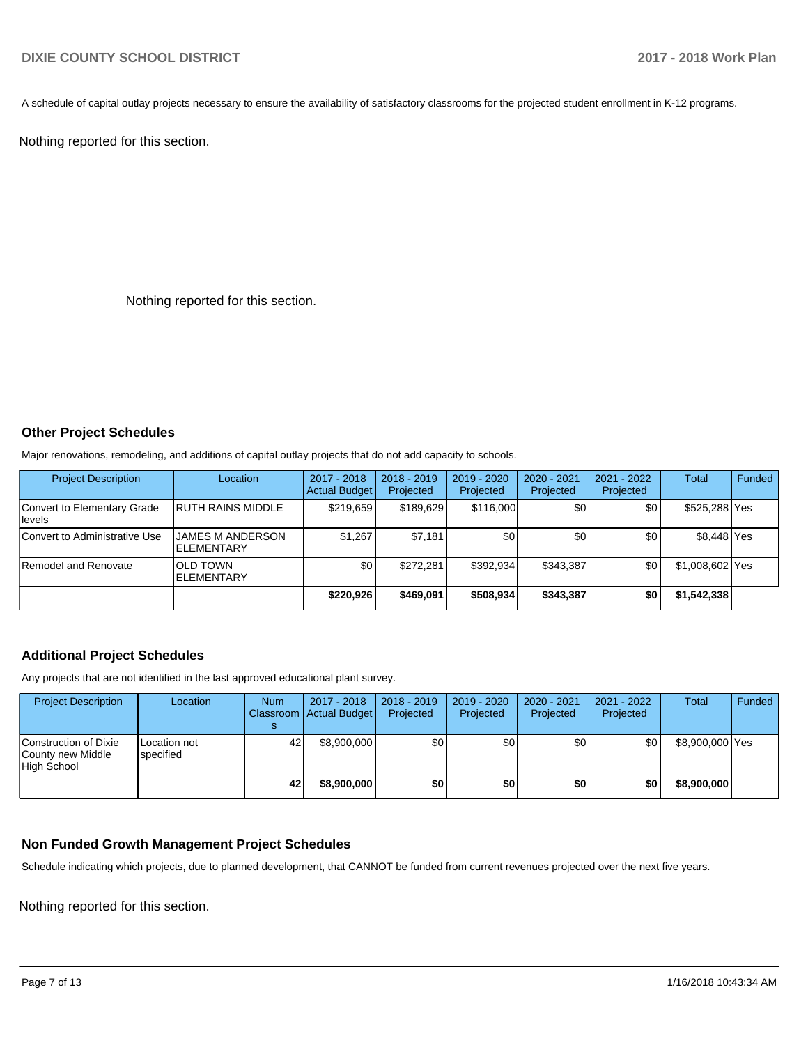A schedule of capital outlay projects necessary to ensure the availability of satisfactory classrooms for the projected student enrollment in K-12 programs.

Nothing reported for this section.

Nothing reported for this section.

### Other Project Schedules

Major renovations, remodeling, and additions of capital outlay projects that do not add capacity to schools.

| Project Description | Location | 2017 - 2018 Actual Budget | 2018 - 2019 Projected | 2019 - 2020 Projected | 2020 - 2021 Projected | 2021 - 2022 Projected | Total | Funded |
|---|---|---|---|---|---|---|---|---|
| Convert to Elementary Grade levels | RUTH RAINS MIDDLE | $219,659 | $189,629 | $116,000 | $0 | $0 | $525,288 | Yes |
| Convert to Administrative Use | JAMES M ANDERSON ELEMENTARY | $1,267 | $7,181 | $0 | $0 | $0 | $8,448 | Yes |
| Remodel and Renovate | OLD TOWN ELEMENTARY | $0 | $272,281 | $392,934 | $343,387 | $0 | $1,008,602 | Yes |
| | | **$220,926** | **$469,091** | **$508,934** | **$343,387** | **$0** | **$1,542,338** | |

### Additional Project Schedules

Any projects that are not identified in the last approved educational plant survey.

| Project Description | Location | Num Classrooms | 2017 - 2018 Actual Budget | 2018 - 2019 Projected | 2019 - 2020 Projected | 2020 - 2021 Projected | 2021 - 2022 Projected | Total | Funded |
|---|---|---|---|---|---|---|---|---|---|
| Construction of Dixie County new Middle High School | Location not specified | 42 | $8,900,000 | $0 | $0 | $0 | $0 | $8,900,000 | Yes |
| | | **42** | **$8,900,000** | **$0** | **$0** | **$0** | **$0** | **$8,900,000** | |

### Non Funded Growth Management Project Schedules

Schedule indicating which projects, due to planned development, that CANNOT be funded from current revenues projected over the next five years.

Nothing reported for this section.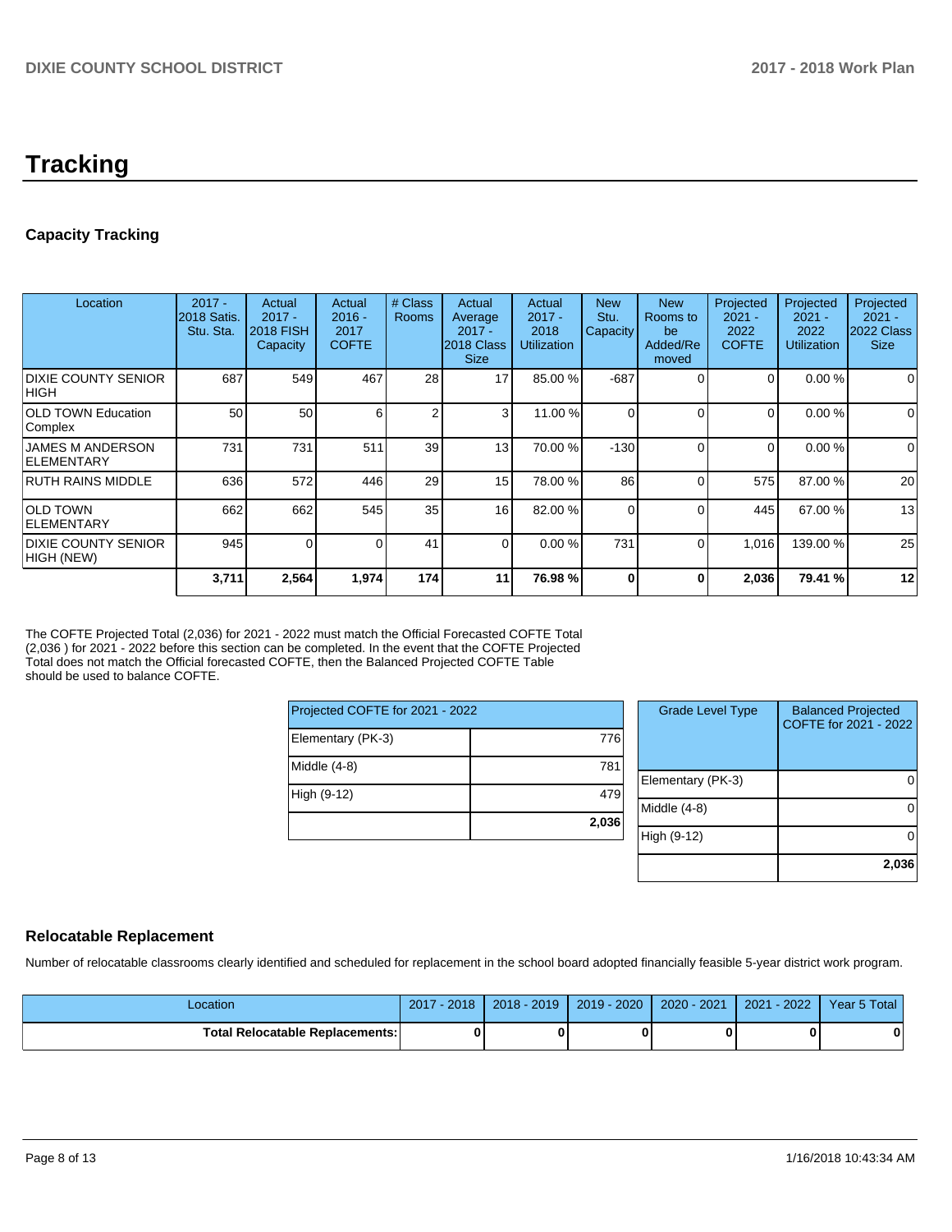# Tracking

## Capacity Tracking

| Location | 2017 - 2018 Satis. Stu. Sta. | Actual 2017 - 2018 FISH Capacity | Actual 2016 - 2017 COFTE | # Class Rooms | Actual Average 2017 - 2018 Class Size | Actual 2017 - 2018 Utilization | New Stu. Capacity | New Rooms to be Added/Re moved | Projected 2021 - 2022 COFTE | Projected 2021 - 2022 Utilization | Projected 2021 - 2022 Class Size |
|---|---|---|---|---|---|---|---|---|---|---|---|
| DIXIE COUNTY SENIOR HIGH | 687 | 549 | 467 | 28 | 17 | 85.00 % | -687 | 0 | 0 | 0.00 % | 0 |
| OLD TOWN Education Complex | 50 | 50 | 6 | 2 | 3 | 11.00 % | 0 | 0 | 0 | 0.00 % | 0 |
| JAMES M ANDERSON ELEMENTARY | 731 | 731 | 511 | 39 | 13 | 70.00 % | -130 | 0 | 0 | 0.00 % | 0 |
| RUTH RAINS MIDDLE | 636 | 572 | 446 | 29 | 15 | 78.00 % | 86 | 0 | 575 | 87.00 % | 20 |
| OLD TOWN ELEMENTARY | 662 | 662 | 545 | 35 | 16 | 82.00 % | 0 | 0 | 445 | 67.00 % | 13 |
| DIXIE COUNTY SENIOR HIGH (NEW) | 945 | 0 | 0 | 41 | 0 | 0.00 % | 731 | 0 | 1,016 | 139.00 % | 25 |
| | **3,711** | **2,564** | **1,974** | **174** | **11** | **76.98 %** | **0** | **0** | **2,036** | **79.41 %** | **12** |

The COFTE Projected Total (2,036) for 2021 - 2022 must match the Official Forecasted COFTE Total (2,036 ) for 2021 - 2022 before this section can be completed. In the event that the COFTE Projected Total does not match the Official forecasted COFTE, then the Balanced Projected COFTE Table should be used to balance COFTE.

| Projected COFTE for 2021 - 2022 | |
|---|---|
| Elementary (PK-3) | 776 |
| Middle (4-8) | 781 |
| High (9-12) | 479 |
| | **2,036** |

| Grade Level Type | Balanced Projected COFTE for 2021 - 2022 |
|---|---|
| Elementary (PK-3) | 0 |
| Middle (4-8) | 0 |
| High (9-12) | 0 |
| | **2,036** |

## Relocatable Replacement

Number of relocatable classrooms clearly identified and scheduled for replacement in the school board adopted financially feasible 5-year district work program.

| Location | 2017 - 2018 | 2018 - 2019 | 2019 - 2020 | 2020 - 2021 | 2021 - 2022 | Year 5 Total |
|---|---|---|---|---|---|---|
| **Total Relocatable Replacements:** | **0** | **0** | **0** | **0** | **0** | **0** |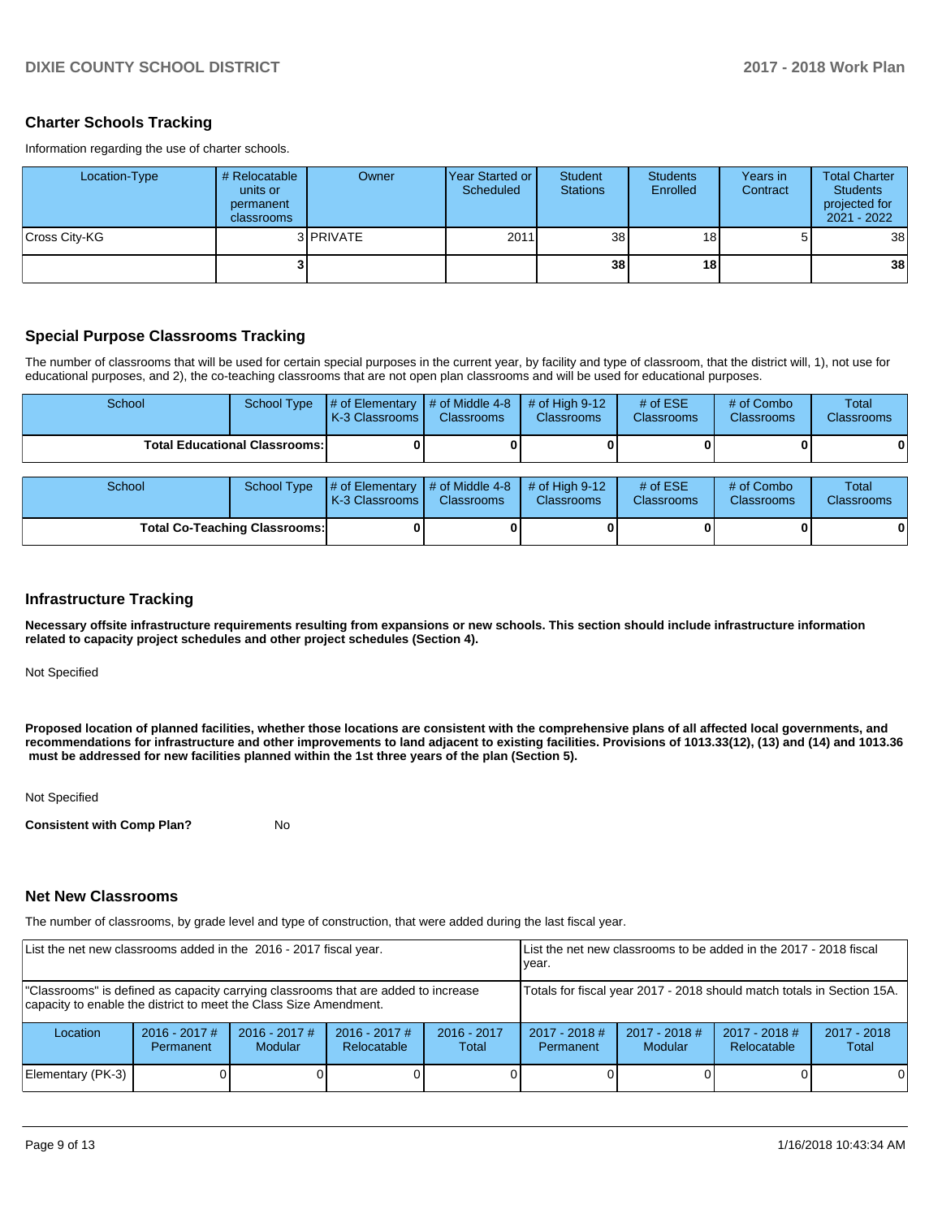## Charter Schools Tracking

Information regarding the use of charter schools.

| Location-Type | # Relocatable units or permanent classrooms | Owner | Year Started or Scheduled | Student Stations | Students Enrolled | Years in Contract | Total Charter Students projected for 2021 - 2022 |
|---|---|---|---|---|---|---|---|
| Cross City-KG | 3 | PRIVATE | 2011 | 38 | 18 | 5 | 38 |
| | **3** | | | **38** | **18** | | **38** |

## Special Purpose Classrooms Tracking

The number of classrooms that will be used for certain special purposes in the current year, by facility and type of classroom, that the district will, 1), not use for educational purposes, and 2), the co-teaching classrooms that are not open plan classrooms and will be used for educational purposes.

| School | School Type | # of Elementary K-3 Classrooms | # of Middle 4-8 Classrooms | # of High 9-12 Classrooms | # of ESE Classrooms | # of Combo Classrooms | Total Classrooms |
|---|---|---|---|---|---|---|---|
| **Total Educational Classrooms:** | | **0** | **0** | **0** | **0** | **0** | **0** |

| School | School Type | # of Elementary K-3 Classrooms | # of Middle 4-8 Classrooms | # of High 9-12 Classrooms | # of ESE Classrooms | # of Combo Classrooms | Total Classrooms |
|---|---|---|---|---|---|---|---|
| **Total Co-Teaching Classrooms:** | | **0** | **0** | **0** | **0** | **0** | **0** |

## Infrastructure Tracking

**Necessary offsite infrastructure requirements resulting from expansions or new schools. This section should include infrastructure information related to capacity project schedules and other project schedules (Section 4).**

Not Specified

**Proposed location of planned facilities, whether those locations are consistent with the comprehensive plans of all affected local governments, and recommendations for infrastructure and other improvements to land adjacent to existing facilities. Provisions of 1013.33(12), (13) and (14) and 1013.36 must be addressed for new facilities planned within the 1st three years of the plan (Section 5).**

Not Specified

**Consistent with Comp Plan?** No

## Net New Classrooms

The number of classrooms, by grade level and type of construction, that were added during the last fiscal year.

| List the net new classrooms added in the 2016 - 2017 fiscal year. | | | | List the net new classrooms to be added in the 2017 - 2018 fiscal year. | | | |
|---|---|---|---|---|---|---|---|
| "Classrooms" is defined as capacity carrying classrooms that are added to increase capacity to enable the district to meet the Class Size Amendment. | | | | Totals for fiscal year 2017 - 2018 should match totals in Section 15A. | | | |
| Location | 2016 - 2017 # Permanent | 2016 - 2017 # Modular | 2016 - 2017 # Relocatable | 2016 - 2017 Total | 2017 - 2018 # Permanent | 2017 - 2018 # Modular | 2017 - 2018 # Relocatable | 2017 - 2018 Total |
| Elementary (PK-3) | 0 | 0 | 0 | 0 | 0 | 0 | 0 | 0 |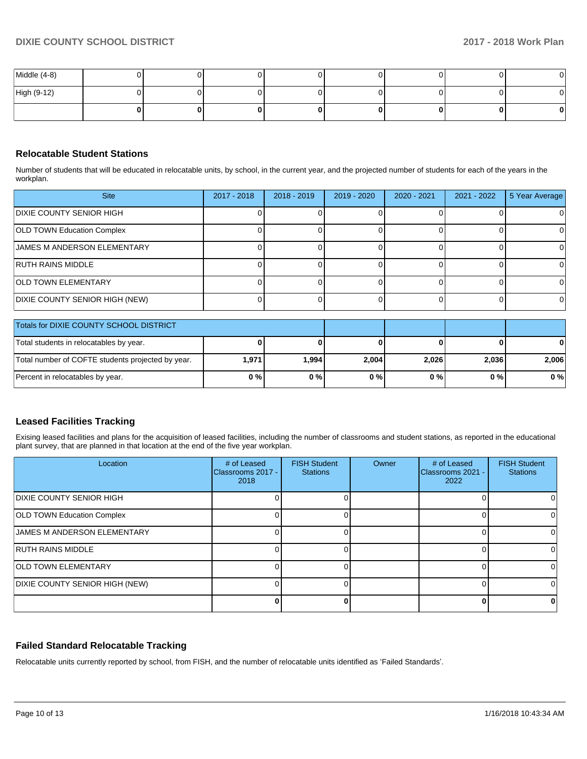| | | | | | | | | |
|---|---|---|---|---|---|---|---|---|
| Middle (4-8) | 0 | 0 | 0 | 0 | 0 | 0 | 0 | 0 |
| High (9-12) | 0 | 0 | 0 | 0 | 0 | 0 | 0 | 0 |
| | **0** | **0** | **0** | **0** | **0** | **0** | **0** | **0** |

## Relocatable Student Stations

Number of students that will be educated in relocatable units, by school, in the current year, and the projected number of students for each of the years in the workplan.

| Site | 2017 - 2018 | 2018 - 2019 | 2019 - 2020 | 2020 - 2021 | 2021 - 2022 | 5 Year Average |
|---|---|---|---|---|---|---|
| DIXIE COUNTY SENIOR HIGH | 0 | 0 | 0 | 0 | 0 | 0 |
| OLD TOWN Education Complex | 0 | 0 | 0 | 0 | 0 | 0 |
| JAMES M ANDERSON ELEMENTARY | 0 | 0 | 0 | 0 | 0 | 0 |
| RUTH RAINS MIDDLE | 0 | 0 | 0 | 0 | 0 | 0 |
| OLD TOWN ELEMENTARY | 0 | 0 | 0 | 0 | 0 | 0 |
| DIXIE COUNTY SENIOR HIGH (NEW) | 0 | 0 | 0 | 0 | 0 | 0 |

| Totals for DIXIE COUNTY SCHOOL DISTRICT | | | | | | |
|---|---|---|---|---|---|---|
| Total students in relocatables by year. | **0** | **0** | **0** | **0** | **0** | **0** |
| Total number of COFTE students projected by year. | **1,971** | **1,994** | **2,004** | **2,026** | **2,036** | **2,006** |
| Percent in relocatables by year. | **0 %** | **0 %** | **0 %** | **0 %** | **0 %** | **0 %** |

## Leased Facilities Tracking

Exising leased facilities and plans for the acquisition of leased facilities, including the number of classrooms and student stations, as reported in the educational plant survey, that are planned in that location at the end of the five year workplan.

| Location | # of Leased Classrooms 2017 - 2018 | FISH Student Stations | Owner | # of Leased Classrooms 2021 - 2022 | FISH Student Stations |
|---|---|---|---|---|---|
| DIXIE COUNTY SENIOR HIGH | 0 | 0 | | 0 | 0 |
| OLD TOWN Education Complex | 0 | 0 | | 0 | 0 |
| JAMES M ANDERSON ELEMENTARY | 0 | 0 | | 0 | 0 |
| RUTH RAINS MIDDLE | 0 | 0 | | 0 | 0 |
| OLD TOWN ELEMENTARY | 0 | 0 | | 0 | 0 |
| DIXIE COUNTY SENIOR HIGH (NEW) | 0 | 0 | | 0 | 0 |
| | **0** | **0** | | **0** | **0** |

## Failed Standard Relocatable Tracking

Relocatable units currently reported by school, from FISH, and the number of relocatable units identified as 'Failed Standards'.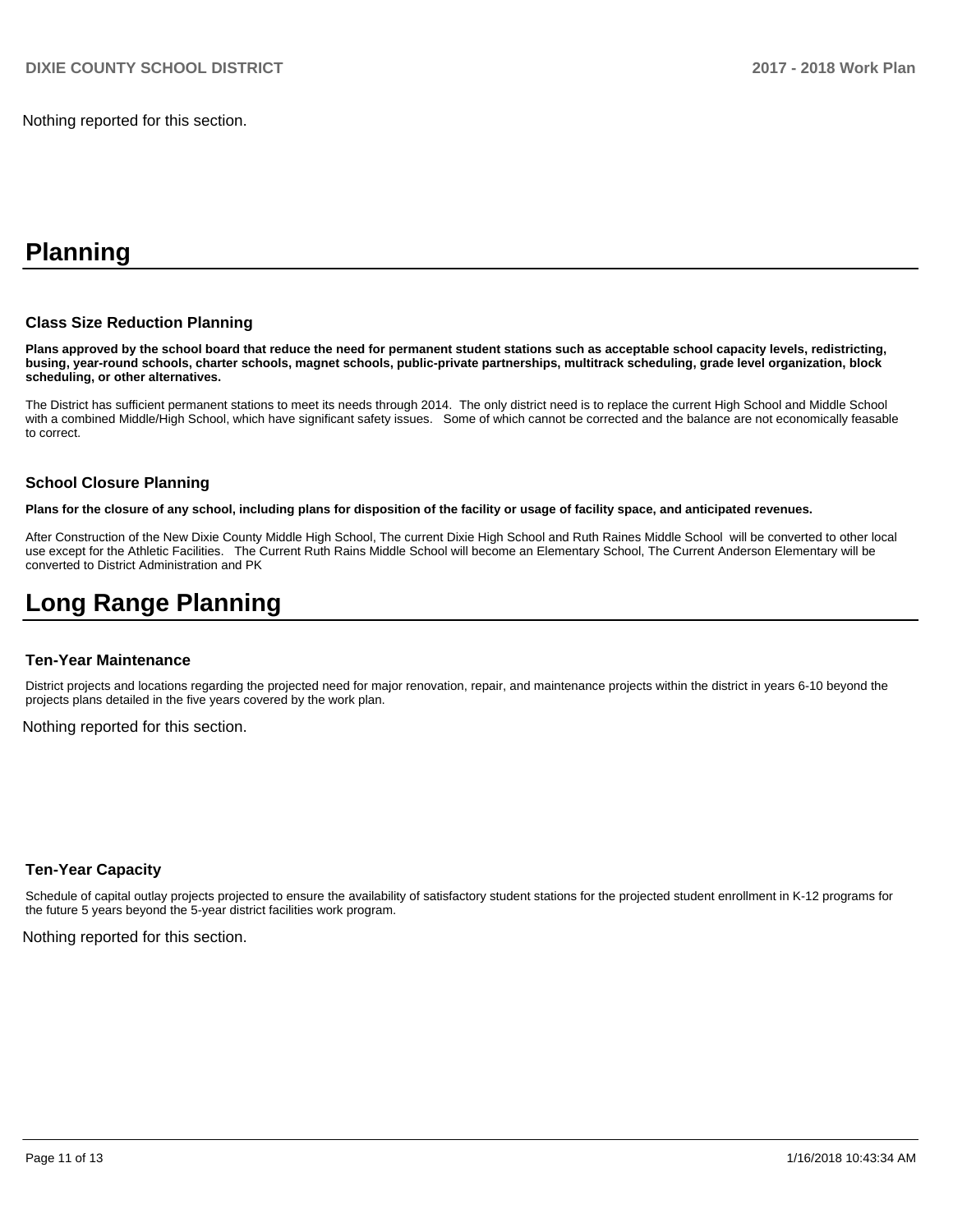Nothing reported for this section.

# Planning

### Class Size Reduction Planning

**Plans approved by the school board that reduce the need for permanent student stations such as acceptable school capacity levels, redistricting, busing, year-round schools, charter schools, magnet schools, public-private partnerships, multitrack scheduling, grade level organization, block scheduling, or other alternatives.**

The District has sufficient permanent stations to meet its needs through 2014. The only district need is to replace the current High School and Middle School with a combined Middle/High School, which have significant safety issues. Some of which cannot be corrected and the balance are not economically feasable to correct.

### School Closure Planning

**Plans for the closure of any school, including plans for disposition of the facility or usage of facility space, and anticipated revenues.**

After Construction of the New Dixie County Middle High School, The current Dixie High School and Ruth Raines Middle School will be converted to other local use except for the Athletic Facilities. The Current Ruth Rains Middle School will become an Elementary School, The Current Anderson Elementary will be converted to District Administration and PK

# Long Range Planning

### Ten-Year Maintenance

District projects and locations regarding the projected need for major renovation, repair, and maintenance projects within the district in years 6-10 beyond the projects plans detailed in the five years covered by the work plan.

Nothing reported for this section.

### Ten-Year Capacity

Schedule of capital outlay projects projected to ensure the availability of satisfactory student stations for the projected student enrollment in K-12 programs for the future 5 years beyond the 5-year district facilities work program.

Nothing reported for this section.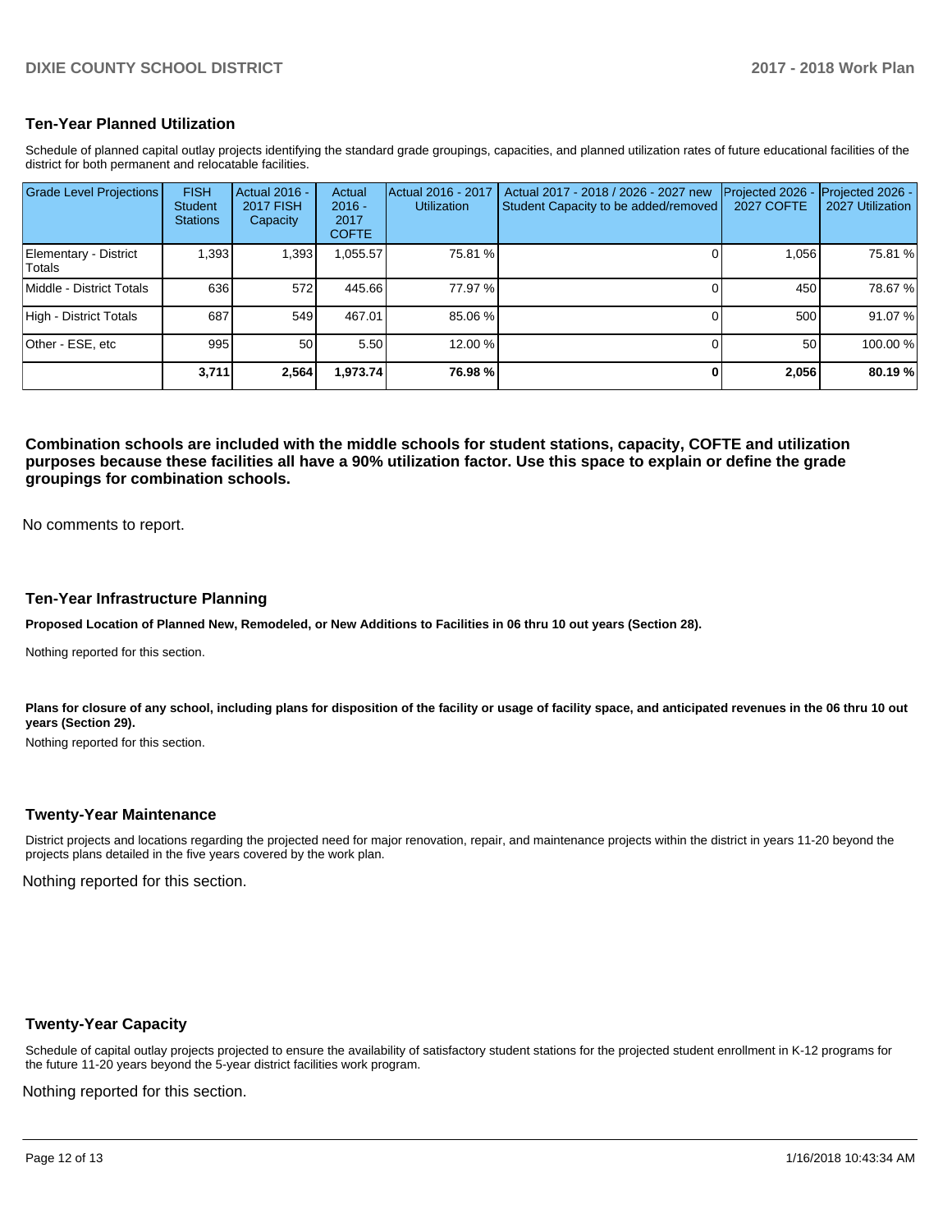## Ten-Year Planned Utilization

Schedule of planned capital outlay projects identifying the standard grade groupings, capacities, and planned utilization rates of future educational facilities of the district for both permanent and relocatable facilities.

| Grade Level Projections | FISH Student Stations | Actual 2016 - 2017 FISH Capacity | Actual 2016 - 2017 COFTE | Actual 2016 - 2017 Utilization | Actual 2017 - 2018 / 2026 - 2027 new Student Capacity to be added/removed | Projected 2026 - 2027 COFTE | Projected 2026 - 2027 Utilization |
|---|---|---|---|---|---|---|---|
| Elementary - District Totals | 1,393 | 1,393 | 1,055.57 | 75.81 % | 0 | 1,056 | 75.81 % |
| Middle - District Totals | 636 | 572 | 445.66 | 77.97 % | 0 | 450 | 78.67 % |
| High - District Totals | 687 | 549 | 467.01 | 85.06 % | 0 | 500 | 91.07 % |
| Other - ESE, etc | 995 | 50 | 5.50 | 12.00 % | 0 | 50 | 100.00 % |
| | **3,711** | **2,564** | **1,973.74** | **76.98 %** | **0** | **2,056** | **80.19 %** |

**Combination schools are included with the middle schools for student stations, capacity, COFTE and utilization purposes because these facilities all have a 90% utilization factor. Use this space to explain or define the grade groupings for combination schools.**

No comments to report.

## Ten-Year Infrastructure Planning

**Proposed Location of Planned New, Remodeled, or New Additions to Facilities in 06 thru 10 out years (Section 28).**

Nothing reported for this section.

**Plans for closure of any school, including plans for disposition of the facility or usage of facility space, and anticipated revenues in the 06 thru 10 out years (Section 29).**

Nothing reported for this section.

## Twenty-Year Maintenance

District projects and locations regarding the projected need for major renovation, repair, and maintenance projects within the district in years 11-20 beyond the projects plans detailed in the five years covered by the work plan.

Nothing reported for this section.

## Twenty-Year Capacity

Schedule of capital outlay projects projected to ensure the availability of satisfactory student stations for the projected student enrollment in K-12 programs for the future 11-20 years beyond the 5-year district facilities work program.

Nothing reported for this section.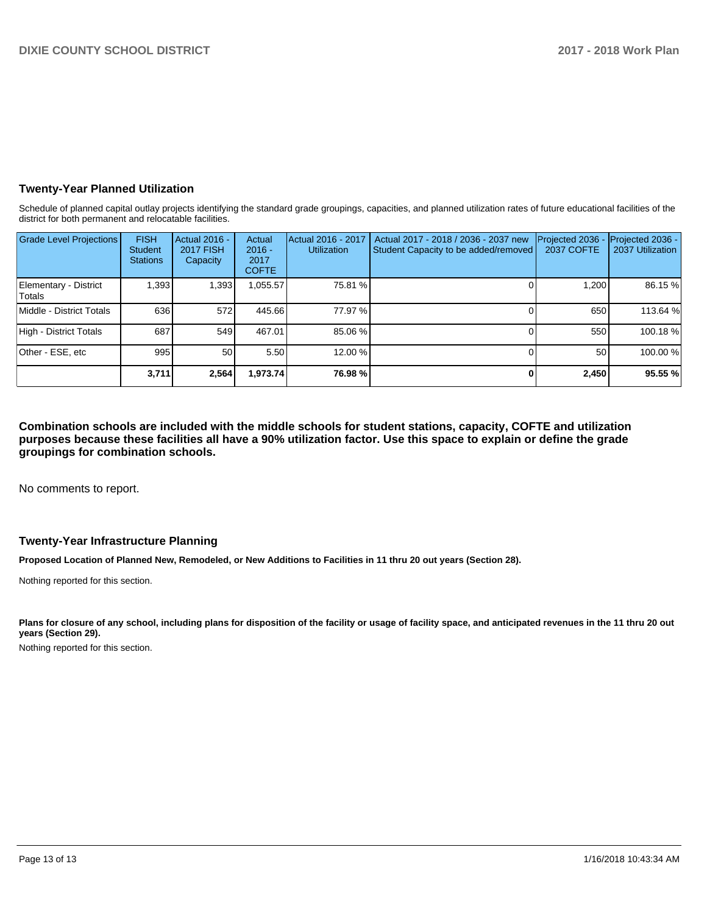## Twenty-Year Planned Utilization

Schedule of planned capital outlay projects identifying the standard grade groupings, capacities, and planned utilization rates of future educational facilities of the district for both permanent and relocatable facilities.

| Grade Level Projections | FISH Student Stations | Actual 2016 - 2017 FISH Capacity | Actual 2016 - 2017 COFTE | Actual 2016 - 2017 Utilization | Actual 2017 - 2018 / 2036 - 2037 new Student Capacity to be added/removed | Projected 2036 - 2037 COFTE | Projected 2036 - 2037 Utilization |
|---|---|---|---|---|---|---|---|
| Elementary - District Totals | 1,393 | 1,393 | 1,055.57 | 75.81 % | 0 | 1,200 | 86.15 % |
| Middle - District Totals | 636 | 572 | 445.66 | 77.97 % | 0 | 650 | 113.64 % |
| High - District Totals | 687 | 549 | 467.01 | 85.06 % | 0 | 550 | 100.18 % |
| Other - ESE, etc | 995 | 50 | 5.50 | 12.00 % | 0 | 50 | 100.00 % |
| | **3,711** | **2,564** | **1,973.74** | **76.98 %** | **0** | **2,450** | **95.55 %** |

**Combination schools are included with the middle schools for student stations, capacity, COFTE and utilization purposes because these facilities all have a 90% utilization factor. Use this space to explain or define the grade groupings for combination schools.**

No comments to report.

## Twenty-Year Infrastructure Planning

**Proposed Location of Planned New, Remodeled, or New Additions to Facilities in 11 thru 20 out years (Section 28).**

Nothing reported for this section.

**Plans for closure of any school, including plans for disposition of the facility or usage of facility space, and anticipated revenues in the 11 thru 20 out years (Section 29).**

Nothing reported for this section.